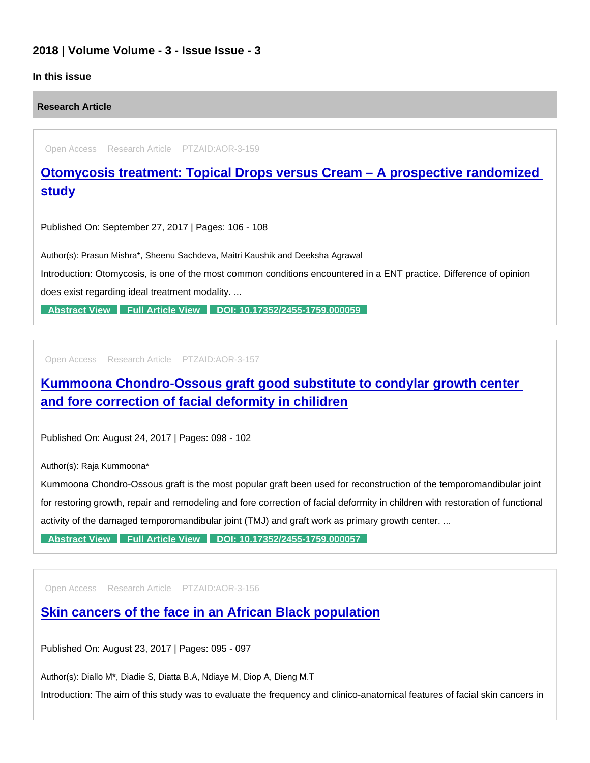## 2018 | Volume Volume - 3 - Issue Issue - 3

### In this issue

#### Research Article

Open Access Research Article PTZAID:AOR-3-159

### Otomycosis treatment: Topical Drops versus Cream – A prospective randomized study

Published On: September 27, 2017 | Pages: 106 - 108

Author(s): Prasun Mishra*, Sheenu Sachdeva, Maitri Kaushik and Deeksha Agrawal

Introduction: Otomycosis, is one of the most common conditions encountered in a ENT practice. Difference of opinion does exist regarding ideal treatment modality. ...

**Abstract View** **Full Article View** **DOI: 10.17352/2455-1759.000059**

---

Open Access Research Article PTZAID:AOR-3-157

### Kummoona Chondro-Ossous graft good substitute to condylar growth center and fore correction of facial deformity in chilidren

Published On: August 24, 2017 | Pages: 098 - 102

Author(s): Raja Kummoona*

Kummoona Chondro-Ossous graft is the most popular graft been used for reconstruction of the temporomandibular joint for restoring growth, repair and remodeling and fore correction of facial deformity in children with restoration of functional activity of the damaged temporomandibular joint (TMJ) and graft work as primary growth center. ...

**Abstract View** **Full Article View** **DOI: 10.17352/2455-1759.000057**

---

Open Access Research Article PTZAID:AOR-3-156

### Skin cancers of the face in an African Black population

Published On: August 23, 2017 | Pages: 095 - 097

Author(s): Diallo M*, Diadie S, Diatta B.A, Ndiaye M, Diop A, Dieng M.T

Introduction: The aim of this study was to evaluate the frequency and clinico-anatomical features of facial skin cancers in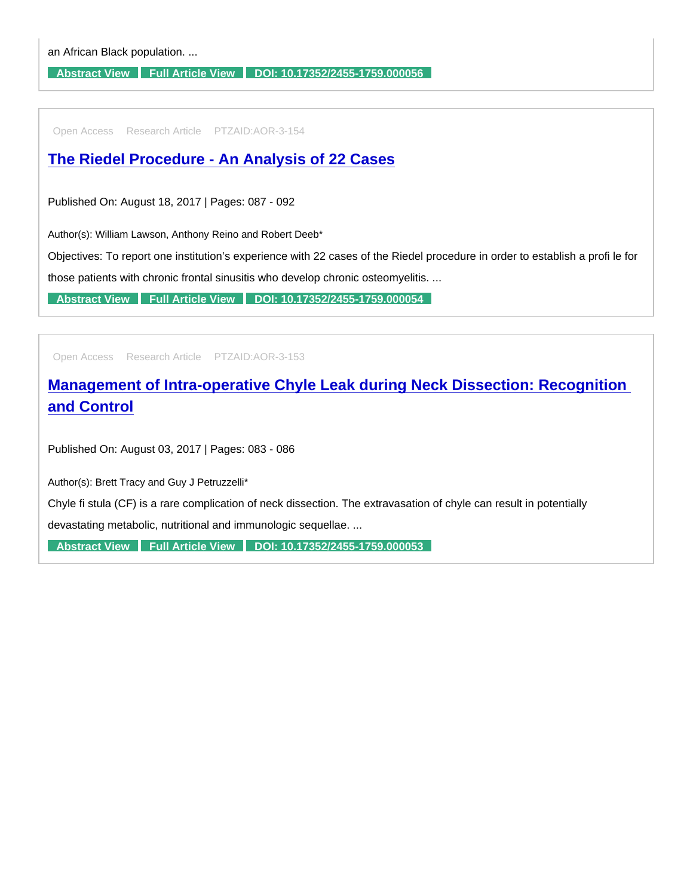an African Black population. ...

**Abstract View** **Full Article View** **DOI: 10.17352/2455-1759.000056**

---

Open Access Research Article PTZAID:AOR-3-154

## The Riedel Procedure - An Analysis of 22 Cases

Published On: August 18, 2017 | Pages: 087 - 092

Author(s): William Lawson, Anthony Reino and Robert Deeb*

Objectives: To report one institution's experience with 22 cases of the Riedel procedure in order to establish a profi le for those patients with chronic frontal sinusitis who develop chronic osteomyelitis. ...

**Abstract View** **Full Article View** **DOI: 10.17352/2455-1759.000054**

---

Open Access Research Article PTZAID:AOR-3-153

## Management of Intra-operative Chyle Leak during Neck Dissection: Recognition and Control

Published On: August 03, 2017 | Pages: 083 - 086

Author(s): Brett Tracy and Guy J Petruzzelli*

Chyle fi stula (CF) is a rare complication of neck dissection. The extravasation of chyle can result in potentially devastating metabolic, nutritional and immunologic sequellae. ...

**Abstract View** **Full Article View** **DOI: 10.17352/2455-1759.000053**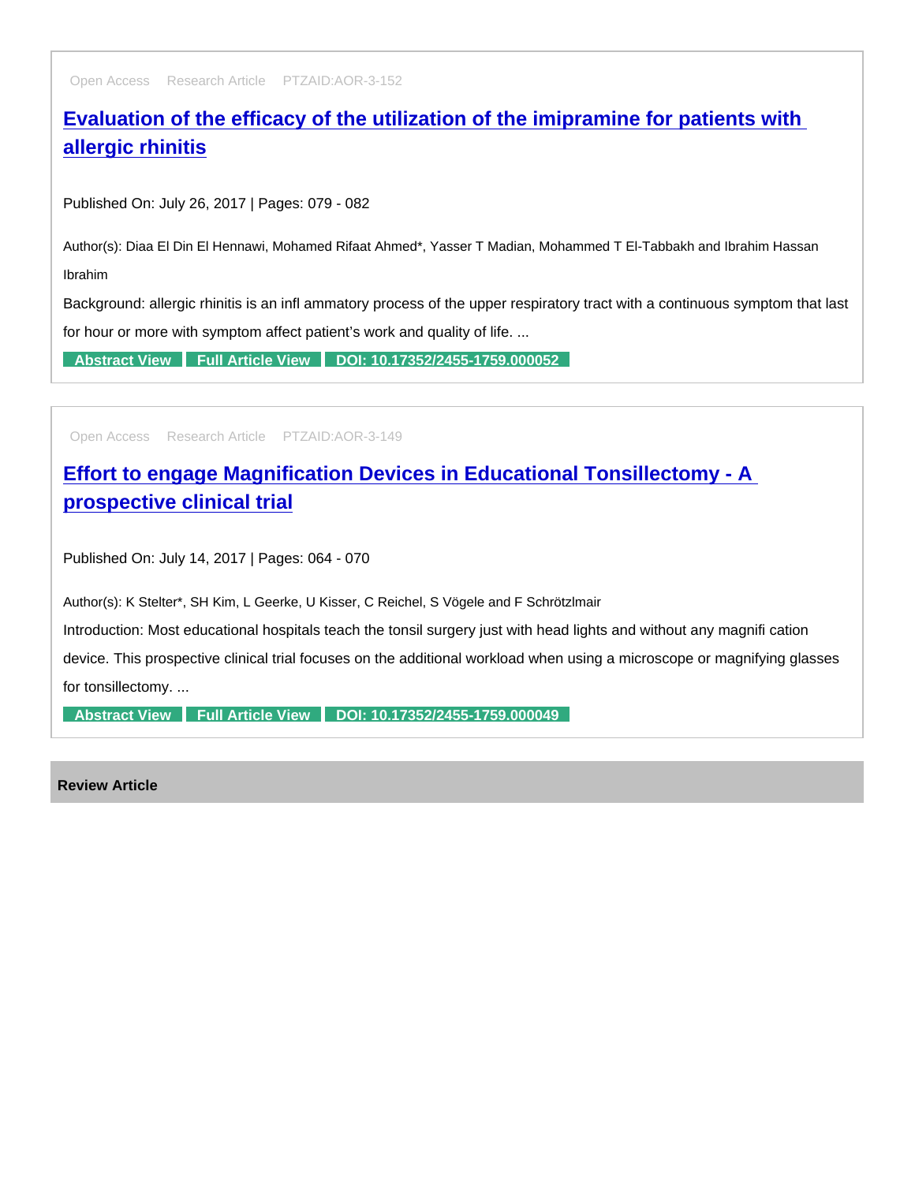Open Access Research Article PTZAID:AOR-3-152

## [Evaluation of the efficacy of the utilization of the imipramine for patients with allergic rhinitis]

Published On: July 26, 2017 | Pages: 079 - 082

Author(s): Diaa El Din El Hennawi, Mohamed Rifaat Ahmed*, Yasser T Madian, Mohammed T El-Tabbakh and Ibrahim Hassan Ibrahim

Background: allergic rhinitis is an infl ammatory process of the upper respiratory tract with a continuous symptom that last for hour or more with symptom affect patient's work and quality of life. ...

**Abstract View** **Full Article View** **DOI: 10.17352/2455-1759.000052**

Open Access Research Article PTZAID:AOR-3-149

## [Effort to engage Magnification Devices in Educational Tonsillectomy - A prospective clinical trial]

Published On: July 14, 2017 | Pages: 064 - 070

Author(s): K Stelter*, SH Kim, L Geerke, U Kisser, C Reichel, S Vögele and F Schrötzlmair

Introduction: Most educational hospitals teach the tonsil surgery just with head lights and without any magnifi cation device. This prospective clinical trial focuses on the additional workload when using a microscope or magnifying glasses for tonsillectomy. ...

**Abstract View** **Full Article View** **DOI: 10.17352/2455-1759.000049**

**Review Article**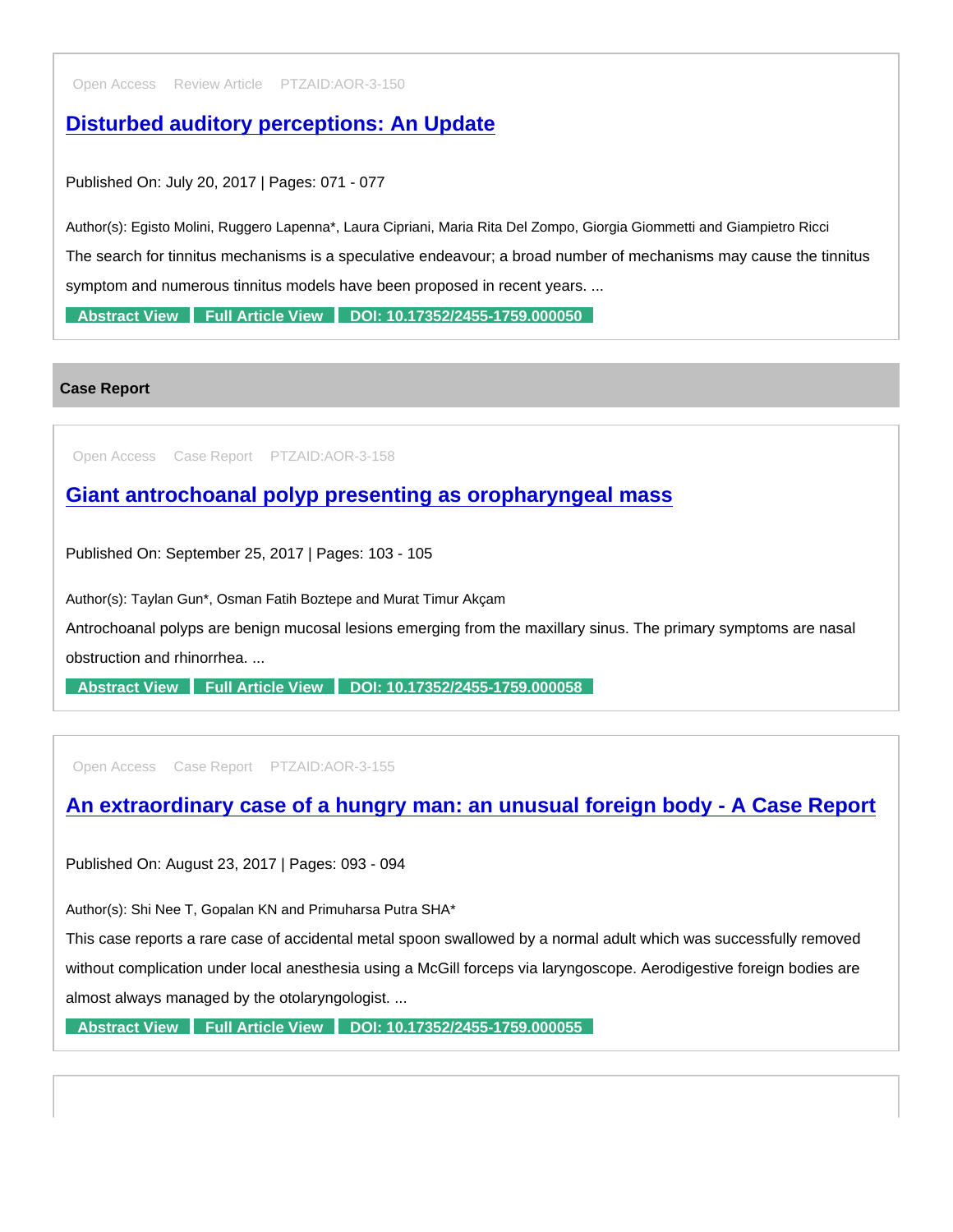Open Access Review Article PTZAID:AOR-3-150

### [Disturbed auditory perceptions: An Update]

Published On: July 20, 2017 | Pages: 071 - 077

Author(s): Egisto Molini, Ruggero Lapenna*, Laura Cipriani, Maria Rita Del Zompo, Giorgia Giommetti and Giampietro Ricci

The search for tinnitus mechanisms is a speculative endeavour; a broad number of mechanisms may cause the tinnitus symptom and numerous tinnitus models have been proposed in recent years. ...

Abstract View | Full Article View | DOI: 10.17352/2455-1759.000050

## Case Report

Open Access Case Report PTZAID:AOR-3-158

### [Giant antrochoanal polyp presenting as oropharyngeal mass]

Published On: September 25, 2017 | Pages: 103 - 105

Author(s): Taylan Gun*, Osman Fatih Boztepe and Murat Timur Akçam

Antrochoanal polyps are benign mucosal lesions emerging from the maxillary sinus. The primary symptoms are nasal obstruction and rhinorrhea. ...

Abstract View | Full Article View | DOI: 10.17352/2455-1759.000058

Open Access Case Report PTZAID:AOR-3-155

### [An extraordinary case of a hungry man: an unusual foreign body - A Case Report]

Published On: August 23, 2017 | Pages: 093 - 094

Author(s): Shi Nee T, Gopalan KN and Primuharsa Putra SHA*

This case reports a rare case of accidental metal spoon swallowed by a normal adult which was successfully removed without complication under local anesthesia using a McGill forceps via laryngoscope. Aerodigestive foreign bodies are almost always managed by the otolaryngologist. ...

Abstract View | Full Article View | DOI: 10.17352/2455-1759.000055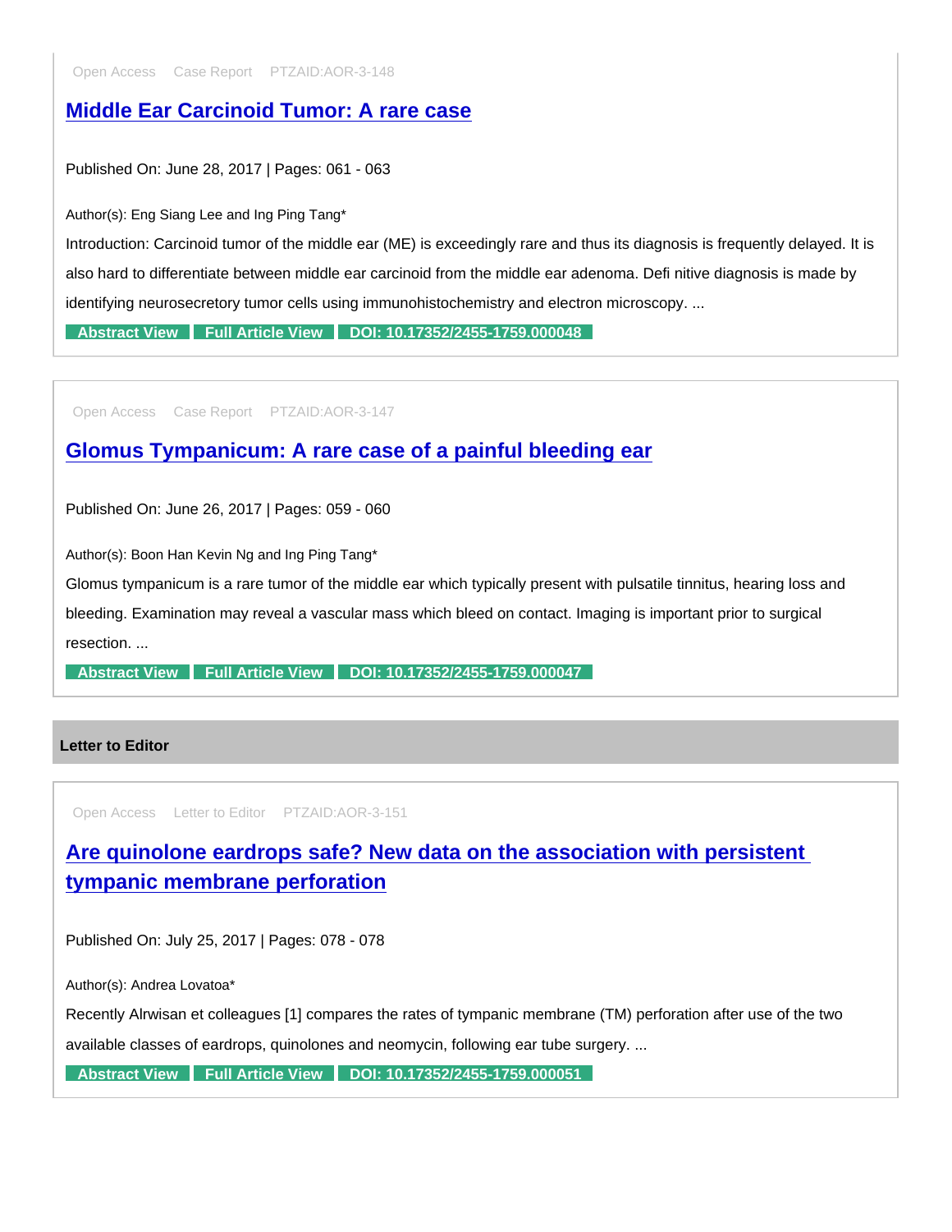Open Access Case Report PTZAID:AOR-3-148

## [Middle Ear Carcinoid Tumor: A rare case]

Published On: June 28, 2017 | Pages: 061 - 063

Author(s): Eng Siang Lee and Ing Ping Tang*

Introduction: Carcinoid tumor of the middle ear (ME) is exceedingly rare and thus its diagnosis is frequently delayed. It is also hard to differentiate between middle ear carcinoid from the middle ear adenoma. Defi nitive diagnosis is made by identifying neurosecretory tumor cells using immunohistochemistry and electron microscopy. ...

**Abstract View** **Full Article View** **DOI: 10.17352/2455-1759.000048**

Open Access Case Report PTZAID:AOR-3-147

## [Glomus Tympanicum: A rare case of a painful bleeding ear]

Published On: June 26, 2017 | Pages: 059 - 060

Author(s): Boon Han Kevin Ng and Ing Ping Tang*

Glomus tympanicum is a rare tumor of the middle ear which typically present with pulsatile tinnitus, hearing loss and bleeding. Examination may reveal a vascular mass which bleed on contact. Imaging is important prior to surgical resection. ...

**Abstract View** **Full Article View** **DOI: 10.17352/2455-1759.000047**

### Letter to Editor

Open Access Letter to Editor PTZAID:AOR-3-151

## [Are quinolone eardrops safe? New data on the association with persistent tympanic membrane perforation]

Published On: July 25, 2017 | Pages: 078 - 078

Author(s): Andrea Lovatoa*

Recently Alrwisan et colleagues [1] compares the rates of tympanic membrane (TM) perforation after use of the two available classes of eardrops, quinolones and neomycin, following ear tube surgery. ...

**Abstract View** **Full Article View** **DOI: 10.17352/2455-1759.000051**